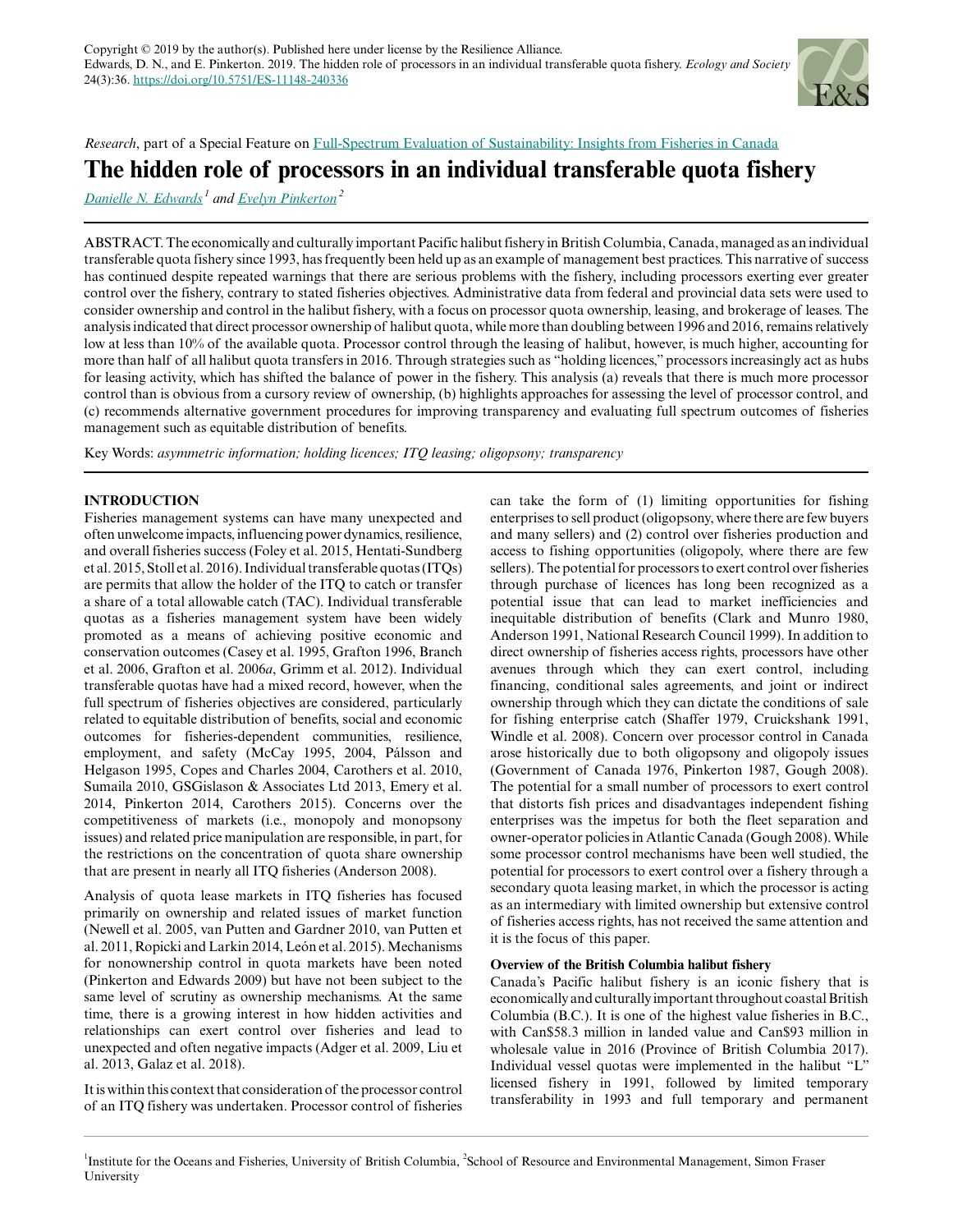*Research*, part of a Special Feature on [Full-Spectrum Evaluation of Sustainability: Insights from Fisheries in Canada](#)

# The hidden role of processors in an individual transferable quota fishery

*Danielle N. Edwards*[1] and *Evelyn Pinkerton*[2]

ABSTRACT. The economically and culturally important Pacific halibut fishery in British Columbia, Canada, managed as an individual transferable quota fishery since 1993, has frequently been held up as an example of management best practices. This narrative of success has continued despite repeated warnings that there are serious problems with the fishery, including processors exerting ever greater control over the fishery, contrary to stated fisheries objectives. Administrative data from federal and provincial data sets were used to consider ownership and control in the halibut fishery, with a focus on processor quota ownership, leasing, and brokerage of leases. The analysis indicated that direct processor ownership of halibut quota, while more than doubling between 1996 and 2016, remains relatively low at less than 10% of the available quota. Processor control through the leasing of halibut, however, is much higher, accounting for more than half of all halibut quota transfers in 2016. Through strategies such as "holding licences," processors increasingly act as hubs for leasing activity, which has shifted the balance of power in the fishery. This analysis (a) reveals that there is much more processor control than is obvious from a cursory review of ownership, (b) highlights approaches for assessing the level of processor control, and (c) recommends alternative government procedures for improving transparency and evaluating full spectrum outcomes of fisheries management such as equitable distribution of benefits.

Key Words: *asymmetric information; holding licences; ITQ leasing; oligopsony; transparency*

## INTRODUCTION

Fisheries management systems can have many unexpected and often unwelcome impacts, influencing power dynamics, resilience, and overall fisheries success (Foley et al. 2015, Hentati-Sundberg et al. 2015, Stoll et al. 2016). Individual transferable quotas (ITQs) are permits that allow the holder of the ITQ to catch or transfer a share of a total allowable catch (TAC). Individual transferable quotas as a fisheries management system have been widely promoted as a means of achieving positive economic and conservation outcomes (Casey et al. 1995, Grafton 1996, Branch et al. 2006, Grafton et al. 2006*a*, Grimm et al. 2012). Individual transferable quotas have had a mixed record, however, when the full spectrum of fisheries objectives are considered, particularly related to equitable distribution of benefits, social and economic outcomes for fisheries-dependent communities, resilience, employment, and safety (McCay 1995, 2004, Pálsson and Helgason 1995, Copes and Charles 2004, Carothers et al. 2010, Sumaila 2010, GSGislason & Associates Ltd 2013, Emery et al. 2014, Pinkerton 2014, Carothers 2015). Concerns over the competitiveness of markets (i.e., monopoly and monopsony issues) and related price manipulation are responsible, in part, for the restrictions on the concentration of quota share ownership that are present in nearly all ITQ fisheries (Anderson 2008).

Analysis of quota lease markets in ITQ fisheries has focused primarily on ownership and related issues of market function (Newell et al. 2005, van Putten and Gardner 2010, van Putten et al. 2011, Ropicki and Larkin 2014, León et al. 2015). Mechanisms for nonownership control in quota markets have been noted (Pinkerton and Edwards 2009) but have not been subject to the same level of scrutiny as ownership mechanisms. At the same time, there is a growing interest in how hidden activities and relationships can exert control over fisheries and lead to unexpected and often negative impacts (Adger et al. 2009, Liu et al. 2013, Galaz et al. 2018).

It is within this context that consideration of the processor control of an ITQ fishery was undertaken. Processor control of fisheries can take the form of (1) limiting opportunities for fishing enterprises to sell product (oligopsony, where there are few buyers and many sellers) and (2) control over fisheries production and access to fishing opportunities (oligopoly, where there are few sellers). The potential for processors to exert control over fisheries through purchase of licences has long been recognized as a potential issue that can lead to market inefficiencies and inequitable distribution of benefits (Clark and Munro 1980, Anderson 1991, National Research Council 1999). In addition to direct ownership of fisheries access rights, processors have other avenues through which they can exert control, including financing, conditional sales agreements, and joint or indirect ownership through which they can dictate the conditions of sale for fishing enterprise catch (Shaffer 1979, Cruickshank 1991, Windle et al. 2008). Concern over processor control in Canada arose historically due to both oligopsony and oligopoly issues (Government of Canada 1976, Pinkerton 1987, Gough 2008). The potential for a small number of processors to exert control that distorts fish prices and disadvantages independent fishing enterprises was the impetus for both the fleet separation and owner-operator policies in Atlantic Canada (Gough 2008). While some processor control mechanisms have been well studied, the potential for processors to exert control over a fishery through a secondary quota leasing market, in which the processor is acting as an intermediary with limited ownership but extensive control of fisheries access rights, has not received the same attention and it is the focus of this paper.

### Overview of the British Columbia halibut fishery

Canada's Pacific halibut fishery is an iconic fishery that is economically and culturally important throughout coastal British Columbia (B.C.). It is one of the highest value fisheries in B.C., with Can$58.3 million in landed value and Can$93 million in wholesale value in 2016 (Province of British Columbia 2017). Individual vessel quotas were implemented in the halibut "L" licensed fishery in 1991, followed by limited temporary transferability in 1993 and full temporary and permanent

[1]Institute for the Oceans and Fisheries, University of British Columbia, [2]School of Resource and Environmental Management, Simon Fraser University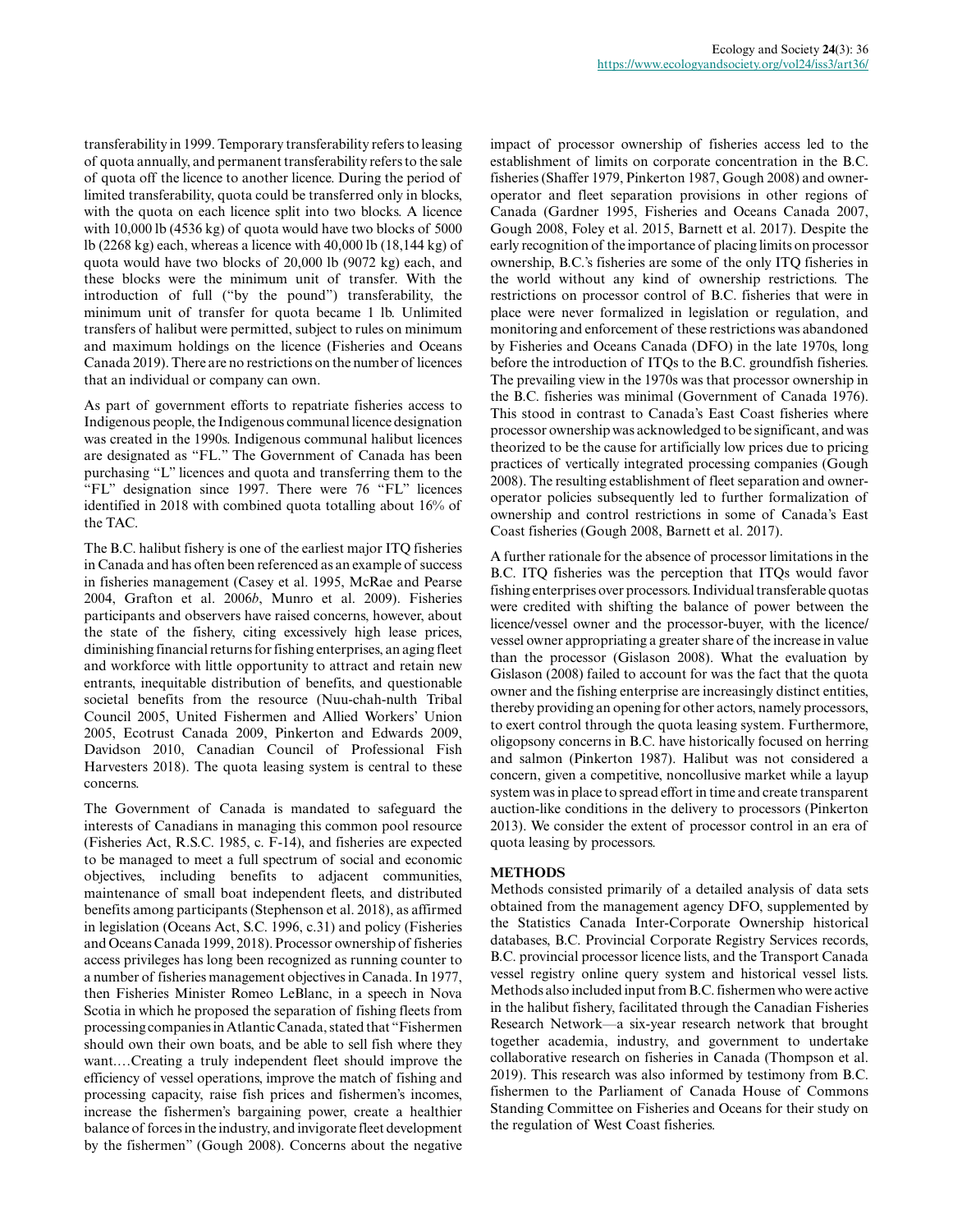transferability in 1999. Temporary transferability refers to leasing of quota annually, and permanent transferability refers to the sale of quota off the licence to another licence. During the period of limited transferability, quota could be transferred only in blocks, with the quota on each licence split into two blocks. A licence with 10,000 lb (4536 kg) of quota would have two blocks of 5000 lb (2268 kg) each, whereas a licence with 40,000 lb (18,144 kg) of quota would have two blocks of 20,000 lb (9072 kg) each, and these blocks were the minimum unit of transfer. With the introduction of full ("by the pound") transferability, the minimum unit of transfer for quota became 1 lb. Unlimited transfers of halibut were permitted, subject to rules on minimum and maximum holdings on the licence (Fisheries and Oceans Canada 2019). There are no restrictions on the number of licences that an individual or company can own.

As part of government efforts to repatriate fisheries access to Indigenous people, the Indigenous communal licence designation was created in the 1990s. Indigenous communal halibut licences are designated as "FL." The Government of Canada has been purchasing "L" licences and quota and transferring them to the "FL" designation since 1997. There were 76 "FL" licences identified in 2018 with combined quota totalling about 16% of the TAC.

The B.C. halibut fishery is one of the earliest major ITQ fisheries in Canada and has often been referenced as an example of success in fisheries management (Casey et al. 1995, McRae and Pearse 2004, Grafton et al. 2006*b*, Munro et al. 2009). Fisheries participants and observers have raised concerns, however, about the state of the fishery, citing excessively high lease prices, diminishing financial returns for fishing enterprises, an aging fleet and workforce with little opportunity to attract and retain new entrants, inequitable distribution of benefits, and questionable societal benefits from the resource (Nuu-chah-nulth Tribal Council 2005, United Fishermen and Allied Workers' Union 2005, Ecotrust Canada 2009, Pinkerton and Edwards 2009, Davidson 2010, Canadian Council of Professional Fish Harvesters 2018). The quota leasing system is central to these concerns.

The Government of Canada is mandated to safeguard the interests of Canadians in managing this common pool resource (Fisheries Act, R.S.C. 1985, c. F-14), and fisheries are expected to be managed to meet a full spectrum of social and economic objectives, including benefits to adjacent communities, maintenance of small boat independent fleets, and distributed benefits among participants (Stephenson et al. 2018), as affirmed in legislation (Oceans Act, S.C. 1996, c.31) and policy (Fisheries and Oceans Canada 1999, 2018). Processor ownership of fisheries access privileges has long been recognized as running counter to a number of fisheries management objectives in Canada. In 1977, then Fisheries Minister Romeo LeBlanc, in a speech in Nova Scotia in which he proposed the separation of fishing fleets from processing companies in Atlantic Canada, stated that "Fishermen should own their own boats, and be able to sell fish where they want.…Creating a truly independent fleet should improve the efficiency of vessel operations, improve the match of fishing and processing capacity, raise fish prices and fishermen's incomes, increase the fishermen's bargaining power, create a healthier balance of forces in the industry, and invigorate fleet development by the fishermen" (Gough 2008). Concerns about the negative impact of processor ownership of fisheries access led to the establishment of limits on corporate concentration in the B.C. fisheries (Shaffer 1979, Pinkerton 1987, Gough 2008) and owner-operator and fleet separation provisions in other regions of Canada (Gardner 1995, Fisheries and Oceans Canada 2007, Gough 2008, Foley et al. 2015, Barnett et al. 2017). Despite the early recognition of the importance of placing limits on processor ownership, B.C.'s fisheries are some of the only ITQ fisheries in the world without any kind of ownership restrictions. The restrictions on processor control of B.C. fisheries that were in place were never formalized in legislation or regulation, and monitoring and enforcement of these restrictions was abandoned by Fisheries and Oceans Canada (DFO) in the late 1970s, long before the introduction of ITQs to the B.C. groundfish fisheries. The prevailing view in the 1970s was that processor ownership in the B.C. fisheries was minimal (Government of Canada 1976). This stood in contrast to Canada's East Coast fisheries where processor ownership was acknowledged to be significant, and was theorized to be the cause for artificially low prices due to pricing practices of vertically integrated processing companies (Gough 2008). The resulting establishment of fleet separation and owner-operator policies subsequently led to further formalization of ownership and control restrictions in some of Canada's East Coast fisheries (Gough 2008, Barnett et al. 2017).

A further rationale for the absence of processor limitations in the B.C. ITQ fisheries was the perception that ITQs would favor fishing enterprises over processors. Individual transferable quotas were credited with shifting the balance of power between the licence/vessel owner and the processor-buyer, with the licence/vessel owner appropriating a greater share of the increase in value than the processor (Gislason 2008). What the evaluation by Gislason (2008) failed to account for was the fact that the quota owner and the fishing enterprise are increasingly distinct entities, thereby providing an opening for other actors, namely processors, to exert control through the quota leasing system. Furthermore, oligopsony concerns in B.C. have historically focused on herring and salmon (Pinkerton 1987). Halibut was not considered a concern, given a competitive, noncollusive market while a layup system was in place to spread effort in time and create transparent auction-like conditions in the delivery to processors (Pinkerton 2013). We consider the extent of processor control in an era of quota leasing by processors.

## METHODS

Methods consisted primarily of a detailed analysis of data sets obtained from the management agency DFO, supplemented by the Statistics Canada Inter-Corporate Ownership historical databases, B.C. Provincial Corporate Registry Services records, B.C. provincial processor licence lists, and the Transport Canada vessel registry online query system and historical vessel lists. Methods also included input from B.C. fishermen who were active in the halibut fishery, facilitated through the Canadian Fisheries Research Network—a six-year research network that brought together academia, industry, and government to undertake collaborative research on fisheries in Canada (Thompson et al. 2019). This research was also informed by testimony from B.C. fishermen to the Parliament of Canada House of Commons Standing Committee on Fisheries and Oceans for their study on the regulation of West Coast fisheries.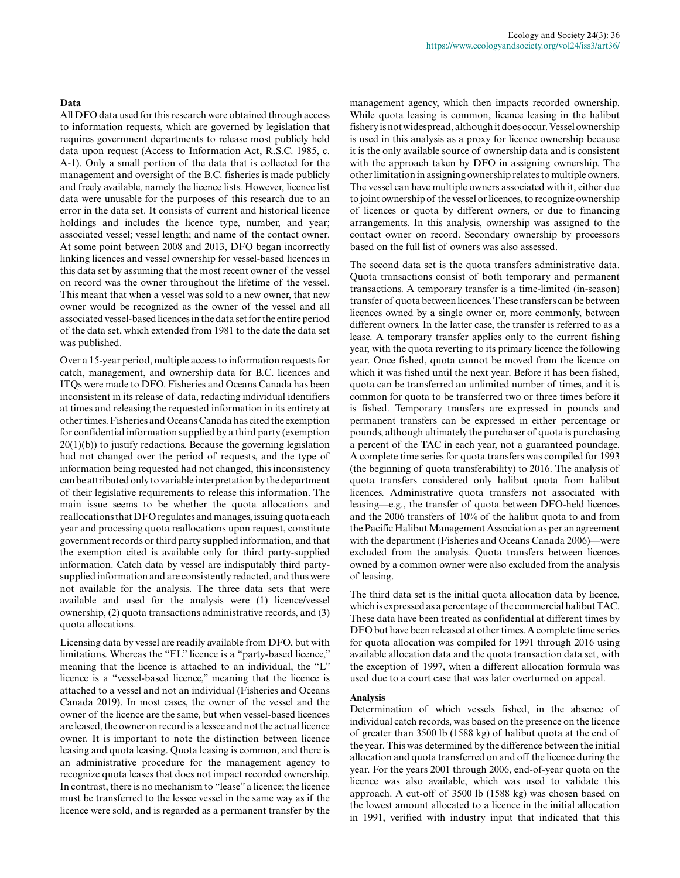### Data

All DFO data used for this research were obtained through access to information requests, which are governed by legislation that requires government departments to release most publicly held data upon request (Access to Information Act, R.S.C. 1985, c. A-1). Only a small portion of the data that is collected for the management and oversight of the B.C. fisheries is made publicly and freely available, namely the licence lists. However, licence list data were unusable for the purposes of this research due to an error in the data set. It consists of current and historical licence holdings and includes the licence type, number, and year; associated vessel; vessel length; and name of the contact owner. At some point between 2008 and 2013, DFO began incorrectly linking licences and vessel ownership for vessel-based licences in this data set by assuming that the most recent owner of the vessel on record was the owner throughout the lifetime of the vessel. This meant that when a vessel was sold to a new owner, that new owner would be recognized as the owner of the vessel and all associated vessel-based licences in the data set for the entire period of the data set, which extended from 1981 to the date the data set was published.

Over a 15-year period, multiple access to information requests for catch, management, and ownership data for B.C. licences and ITQs were made to DFO. Fisheries and Oceans Canada has been inconsistent in its release of data, redacting individual identifiers at times and releasing the requested information in its entirety at other times. Fisheries and Oceans Canada has cited the exemption for confidential information supplied by a third party (exemption 20(1)(b)) to justify redactions. Because the governing legislation had not changed over the period of requests, and the type of information being requested had not changed, this inconsistency can be attributed only to variable interpretation by the department of their legislative requirements to release this information. The main issue seems to be whether the quota allocations and reallocations that DFO regulates and manages, issuing quota each year and processing quota reallocations upon request, constitute government records or third party supplied information, and that the exemption cited is available only for third party-supplied information. Catch data by vessel are indisputably third party-supplied information and are consistently redacted, and thus were not available for the analysis. The three data sets that were available and used for the analysis were (1) licence/vessel ownership, (2) quota transactions administrative records, and (3) quota allocations.

Licensing data by vessel are readily available from DFO, but with limitations. Whereas the "FL" licence is a "party-based licence," meaning that the licence is attached to an individual, the "L" licence is a "vessel-based licence," meaning that the licence is attached to a vessel and not an individual (Fisheries and Oceans Canada 2019). In most cases, the owner of the vessel and the owner of the licence are the same, but when vessel-based licences are leased, the owner on record is a lessee and not the actual licence owner. It is important to note the distinction between licence leasing and quota leasing. Quota leasing is common, and there is an administrative procedure for the management agency to recognize quota leases that does not impact recorded ownership. In contrast, there is no mechanism to "lease" a licence; the licence must be transferred to the lessee vessel in the same way as if the licence were sold, and is regarded as a permanent transfer by the management agency, which then impacts recorded ownership. While quota leasing is common, licence leasing in the halibut fishery is not widespread, although it does occur. Vessel ownership is used in this analysis as a proxy for licence ownership because it is the only available source of ownership data and is consistent with the approach taken by DFO in assigning ownership. The other limitation in assigning ownership relates to multiple owners. The vessel can have multiple owners associated with it, either due to joint ownership of the vessel or licences, to recognize ownership of licences or quota by different owners, or due to financing arrangements. In this analysis, ownership was assigned to the contact owner on record. Secondary ownership by processors based on the full list of owners was also assessed.

The second data set is the quota transfers administrative data. Quota transactions consist of both temporary and permanent transactions. A temporary transfer is a time-limited (in-season) transfer of quota between licences. These transfers can be between licences owned by a single owner or, more commonly, between different owners. In the latter case, the transfer is referred to as a lease. A temporary transfer applies only to the current fishing year, with the quota reverting to its primary licence the following year. Once fished, quota cannot be moved from the licence on which it was fished until the next year. Before it has been fished, quota can be transferred an unlimited number of times, and it is common for quota to be transferred two or three times before it is fished. Temporary transfers are expressed in pounds and permanent transfers can be expressed in either percentage or pounds, although ultimately the purchaser of quota is purchasing a percent of the TAC in each year, not a guaranteed poundage. A complete time series for quota transfers was compiled for 1993 (the beginning of quota transferability) to 2016. The analysis of quota transfers considered only halibut quota from halibut licences. Administrative quota transfers not associated with leasing—e.g., the transfer of quota between DFO-held licences and the 2006 transfers of 10% of the halibut quota to and from the Pacific Halibut Management Association as per an agreement with the department (Fisheries and Oceans Canada 2006)—were excluded from the analysis. Quota transfers between licences owned by a common owner were also excluded from the analysis of leasing.

The third data set is the initial quota allocation data by licence, which is expressed as a percentage of the commercial halibut TAC. These data have been treated as confidential at different times by DFO but have been released at other times. A complete time series for quota allocation was compiled for 1991 through 2016 using available allocation data and the quota transaction data set, with the exception of 1997, when a different allocation formula was used due to a court case that was later overturned on appeal.

### Analysis

Determination of which vessels fished, in the absence of individual catch records, was based on the presence on the licence of greater than 3500 lb (1588 kg) of halibut quota at the end of the year. This was determined by the difference between the initial allocation and quota transferred on and off the licence during the year. For the years 2001 through 2006, end-of-year quota on the licence was also available, which was used to validate this approach. A cut-off of 3500 lb (1588 kg) was chosen based on the lowest amount allocated to a licence in the initial allocation in 1991, verified with industry input that indicated that this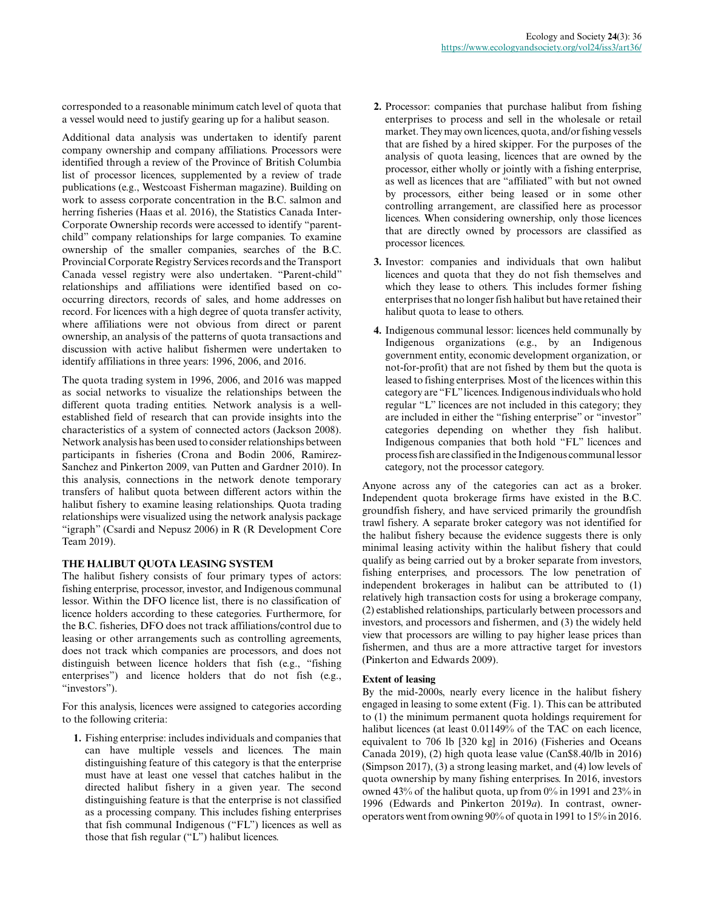corresponded to a reasonable minimum catch level of quota that a vessel would need to justify gearing up for a halibut season.

Additional data analysis was undertaken to identify parent company ownership and company affiliations. Processors were identified through a review of the Province of British Columbia list of processor licences, supplemented by a review of trade publications (e.g., Westcoast Fisherman magazine). Building on work to assess corporate concentration in the B.C. salmon and herring fisheries (Haas et al. 2016), the Statistics Canada Inter-Corporate Ownership records were accessed to identify "parent-child" company relationships for large companies. To examine ownership of the smaller companies, searches of the B.C. Provincial Corporate Registry Services records and the Transport Canada vessel registry were also undertaken. "Parent-child" relationships and affiliations were identified based on co-occurring directors, records of sales, and home addresses on record. For licences with a high degree of quota transfer activity, where affiliations were not obvious from direct or parent ownership, an analysis of the patterns of quota transactions and discussion with active halibut fishermen were undertaken to identify affiliations in three years: 1996, 2006, and 2016.

The quota trading system in 1996, 2006, and 2016 was mapped as social networks to visualize the relationships between the different quota trading entities. Network analysis is a well-established field of research that can provide insights into the characteristics of a system of connected actors (Jackson 2008). Network analysis has been used to consider relationships between participants in fisheries (Crona and Bodin 2006, Ramirez-Sanchez and Pinkerton 2009, van Putten and Gardner 2010). In this analysis, connections in the network denote temporary transfers of halibut quota between different actors within the halibut fishery to examine leasing relationships. Quota trading relationships were visualized using the network analysis package "igraph" (Csardi and Nepusz 2006) in R (R Development Core Team 2019).

## THE HALIBUT QUOTA LEASING SYSTEM

The halibut fishery consists of four primary types of actors: fishing enterprise, processor, investor, and Indigenous communal lessor. Within the DFO licence list, there is no classification of licence holders according to these categories. Furthermore, for the B.C. fisheries, DFO does not track affiliations/control due to leasing or other arrangements such as controlling agreements, does not track which companies are processors, and does not distinguish between licence holders that fish (e.g., "fishing enterprises") and licence holders that do not fish (e.g., "investors").

For this analysis, licences were assigned to categories according to the following criteria:

1. Fishing enterprise: includes individuals and companies that can have multiple vessels and licences. The main distinguishing feature of this category is that the enterprise must have at least one vessel that catches halibut in the directed halibut fishery in a given year. The second distinguishing feature is that the enterprise is not classified as a processing company. This includes fishing enterprises that fish communal Indigenous ("FL") licences as well as those that fish regular ("L") halibut licences.
2. Processor: companies that purchase halibut from fishing enterprises to process and sell in the wholesale or retail market. They may own licences, quota, and/or fishing vessels that are fished by a hired skipper. For the purposes of the analysis of quota leasing, licences that are owned by the processor, either wholly or jointly with a fishing enterprise, as well as licences that are "affiliated" with but not owned by processors, either being leased or in some other controlling arrangement, are classified here as processor licences. When considering ownership, only those licences that are directly owned by processors are classified as processor licences.
3. Investor: companies and individuals that own halibut licences and quota that they do not fish themselves and which they lease to others. This includes former fishing enterprises that no longer fish halibut but have retained their halibut quota to lease to others.
4. Indigenous communal lessor: licences held communally by Indigenous organizations (e.g., by an Indigenous government entity, economic development organization, or not-for-profit) that are not fished by them but the quota is leased to fishing enterprises. Most of the licences within this category are "FL" licences. Indigenous individuals who hold regular "L" licences are not included in this category; they are included in either the "fishing enterprise" or "investor" categories depending on whether they fish halibut. Indigenous companies that both hold "FL" licences and process fish are classified in the Indigenous communal lessor category, not the processor category.

Anyone across any of the categories can act as a broker. Independent quota brokerage firms have existed in the B.C. groundfish fishery, and have serviced primarily the groundfish trawl fishery. A separate broker category was not identified for the halibut fishery because the evidence suggests there is only minimal leasing activity within the halibut fishery that could qualify as being carried out by a broker separate from investors, fishing enterprises, and processors. The low penetration of independent brokerages in halibut can be attributed to (1) relatively high transaction costs for using a brokerage company, (2) established relationships, particularly between processors and investors, and processors and fishermen, and (3) the widely held view that processors are willing to pay higher lease prices than fishermen, and thus are a more attractive target for investors (Pinkerton and Edwards 2009).

### Extent of leasing

By the mid-2000s, nearly every licence in the halibut fishery engaged in leasing to some extent (Fig. 1). This can be attributed to (1) the minimum permanent quota holdings requirement for halibut licences (at least 0.01149% of the TAC on each licence, equivalent to 706 lb [320 kg] in 2016) (Fisheries and Oceans Canada 2019), (2) high quota lease value (Can$8.40/lb in 2016) (Simpson 2017), (3) a strong leasing market, and (4) low levels of quota ownership by many fishing enterprises. In 2016, investors owned 43% of the halibut quota, up from 0% in 1991 and 23% in 1996 (Edwards and Pinkerton 2019*a*). In contrast, owner-operators went from owning 90% of quota in 1991 to 15% in 2016.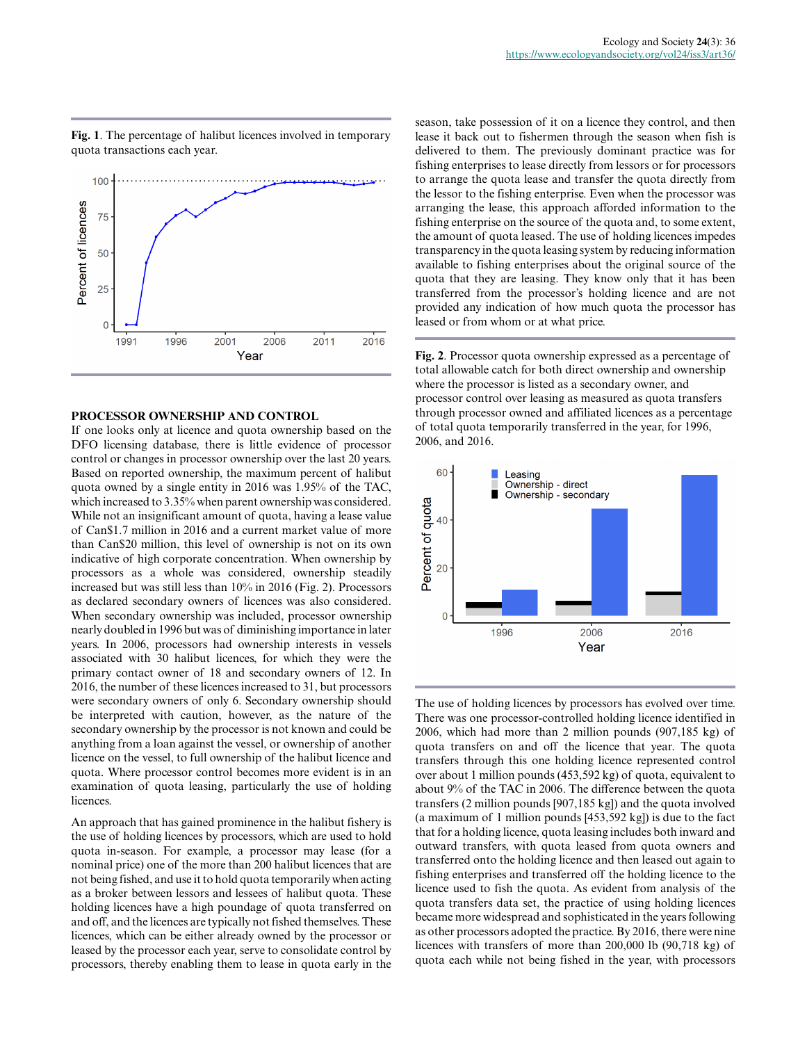**Fig. 1**. The percentage of halibut licences involved in temporary quota transactions each year.

## PROCESSOR OWNERSHIP AND CONTROL

If one looks only at licence and quota ownership based on the DFO licensing database, there is little evidence of processor control or changes in processor ownership over the last 20 years. Based on reported ownership, the maximum percent of halibut quota owned by a single entity in 2016 was 1.95% of the TAC, which increased to 3.35% when parent ownership was considered. While not an insignificant amount of quota, having a lease value of Can$1.7 million in 2016 and a current market value of more than Can$20 million, this level of ownership is not on its own indicative of high corporate concentration. When ownership by processors as a whole was considered, ownership steadily increased but was still less than 10% in 2016 (Fig. 2). Processors as declared secondary owners of licences was also considered. When secondary ownership was included, processor ownership nearly doubled in 1996 but was of diminishing importance in later years. In 2006, processors had ownership interests in vessels associated with 30 halibut licences, for which they were the primary contact owner of 18 and secondary owners of 12. In 2016, the number of these licences increased to 31, but processors were secondary owners of only 6. Secondary ownership should be interpreted with caution, however, as the nature of the secondary ownership by the processor is not known and could be anything from a loan against the vessel, or ownership of another licence on the vessel, to full ownership of the halibut licence and quota. Where processor control becomes more evident is in an examination of quota leasing, particularly the use of holding licences.

An approach that has gained prominence in the halibut fishery is the use of holding licences by processors, which are used to hold quota in-season. For example, a processor may lease (for a nominal price) one of the more than 200 halibut licences that are not being fished, and use it to hold quota temporarily when acting as a broker between lessors and lessees of halibut quota. These holding licences have a high poundage of quota transferred on and off, and the licences are typically not fished themselves. These licences, which can be either already owned by the processor or leased by the processor each year, serve to consolidate control by processors, thereby enabling them to lease in quota early in the season, take possession of it on a licence they control, and then lease it back out to fishermen through the season when fish is delivered to them. The previously dominant practice was for fishing enterprises to lease directly from lessors or for processors to arrange the quota lease and transfer the quota directly from the lessor to the fishing enterprise. Even when the processor was arranging the lease, this approach afforded information to the fishing enterprise on the source of the quota and, to some extent, the amount of quota leased. The use of holding licences impedes transparency in the quota leasing system by reducing information available to fishing enterprises about the original source of the quota that they are leasing. They know only that it has been transferred from the processor's holding licence and are not provided any indication of how much quota the processor has leased or from whom or at what price.

**Fig. 2**. Processor quota ownership expressed as a percentage of total allowable catch for both direct ownership and ownership where the processor is listed as a secondary owner, and processor control over leasing as measured as quota transfers through processor owned and affiliated licences as a percentage of total quota temporarily transferred in the year, for 1996, 2006, and 2016.

The use of holding licences by processors has evolved over time. There was one processor-controlled holding licence identified in 2006, which had more than 2 million pounds (907,185 kg) of quota transfers on and off the licence that year. The quota transfers through this one holding licence represented control over about 1 million pounds (453,592 kg) of quota, equivalent to about 9% of the TAC in 2006. The difference between the quota transfers (2 million pounds [907,185 kg]) and the quota involved (a maximum of 1 million pounds [453,592 kg]) is due to the fact that for a holding licence, quota leasing includes both inward and outward transfers, with quota leased from quota owners and transferred onto the holding licence and then leased out again to fishing enterprises and transferred off the holding licence to the licence used to fish the quota. As evident from analysis of the quota transfers data set, the practice of using holding licences became more widespread and sophisticated in the years following as other processors adopted the practice. By 2016, there were nine licences with transfers of more than 200,000 lb (90,718 kg) of quota each while not being fished in the year, with processors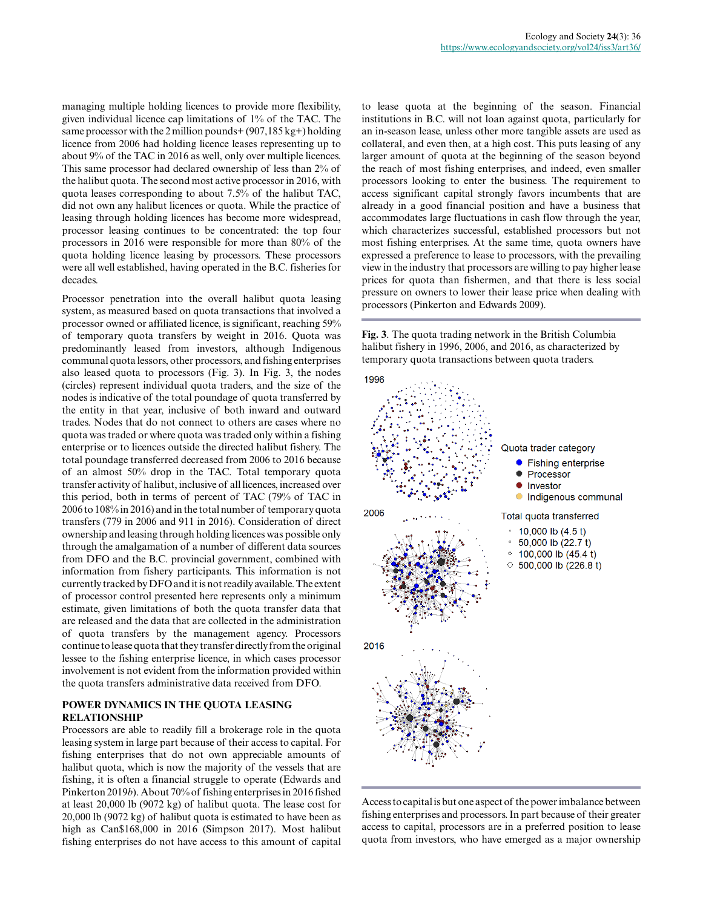managing multiple holding licences to provide more flexibility, given individual licence cap limitations of 1% of the TAC. The same processor with the 2 million pounds+ (907,185 kg+) holding licence from 2006 had holding licence leases representing up to about 9% of the TAC in 2016 as well, only over multiple licences. This same processor had declared ownership of less than 2% of the halibut quota. The second most active processor in 2016, with quota leases corresponding to about 7.5% of the halibut TAC, did not own any halibut licences or quota. While the practice of leasing through holding licences has become more widespread, processor leasing continues to be concentrated: the top four processors in 2016 were responsible for more than 80% of the quota holding licence leasing by processors. These processors were all well established, having operated in the B.C. fisheries for decades.

Processor penetration into the overall halibut quota leasing system, as measured based on quota transactions that involved a processor owned or affiliated licence, is significant, reaching 59% of temporary quota transfers by weight in 2016. Quota was predominantly leased from investors, although Indigenous communal quota lessors, other processors, and fishing enterprises also leased quota to processors (Fig. 3). In Fig. 3, the nodes (circles) represent individual quota traders, and the size of the nodes is indicative of the total poundage of quota transferred by the entity in that year, inclusive of both inward and outward trades. Nodes that do not connect to others are cases where no quota was traded or where quota was traded only within a fishing enterprise or to licences outside the directed halibut fishery. The total poundage transferred decreased from 2006 to 2016 because of an almost 50% drop in the TAC. Total temporary quota transfer activity of halibut, inclusive of all licences, increased over this period, both in terms of percent of TAC (79% of TAC in 2006 to 108% in 2016) and in the total number of temporary quota transfers (779 in 2006 and 911 in 2016). Consideration of direct ownership and leasing through holding licences was possible only through the amalgamation of a number of different data sources from DFO and the B.C. provincial government, combined with information from fishery participants. This information is not currently tracked by DFO and it is not readily available. The extent of processor control presented here represents only a minimum estimate, given limitations of both the quota transfer data that are released and the data that are collected in the administration of quota transfers by the management agency. Processors continue to lease quota that they transfer directly from the original lessee to the fishing enterprise licence, in which cases processor involvement is not evident from the information provided within the quota transfers administrative data received from DFO.

## POWER DYNAMICS IN THE QUOTA LEASING RELATIONSHIP

Processors are able to readily fill a brokerage role in the quota leasing system in large part because of their access to capital. For fishing enterprises that do not own appreciable amounts of halibut quota, which is now the majority of the vessels that are fishing, it is often a financial struggle to operate (Edwards and Pinkerton 2019*b*). About 70% of fishing enterprises in 2016 fished at least 20,000 lb (9072 kg) of halibut quota. The lease cost for 20,000 lb (9072 kg) of halibut quota is estimated to have been as high as Can$168,000 in 2016 (Simpson 2017). Most halibut fishing enterprises do not have access to this amount of capital to lease quota at the beginning of the season. Financial institutions in B.C. will not loan against quota, particularly for an in-season lease, unless other more tangible assets are used as collateral, and even then, at a high cost. This puts leasing of any larger amount of quota at the beginning of the season beyond the reach of most fishing enterprises, and indeed, even smaller processors looking to enter the business. The requirement to access significant capital strongly favors incumbents that are already in a good financial position and have a business that accommodates large fluctuations in cash flow through the year, which characterizes successful, established processors but not most fishing enterprises. At the same time, quota owners have expressed a preference to lease to processors, with the prevailing view in the industry that processors are willing to pay higher lease prices for quota than fishermen, and that there is less social pressure on owners to lower their lease price when dealing with processors (Pinkerton and Edwards 2009).

**Fig. 3**. The quota trading network in the British Columbia halibut fishery in 1996, 2006, and 2016, as characterized by temporary quota transactions between quota traders.

Access to capital is but one aspect of the power imbalance between fishing enterprises and processors. In part because of their greater access to capital, processors are in a preferred position to lease quota from investors, who have emerged as a major ownership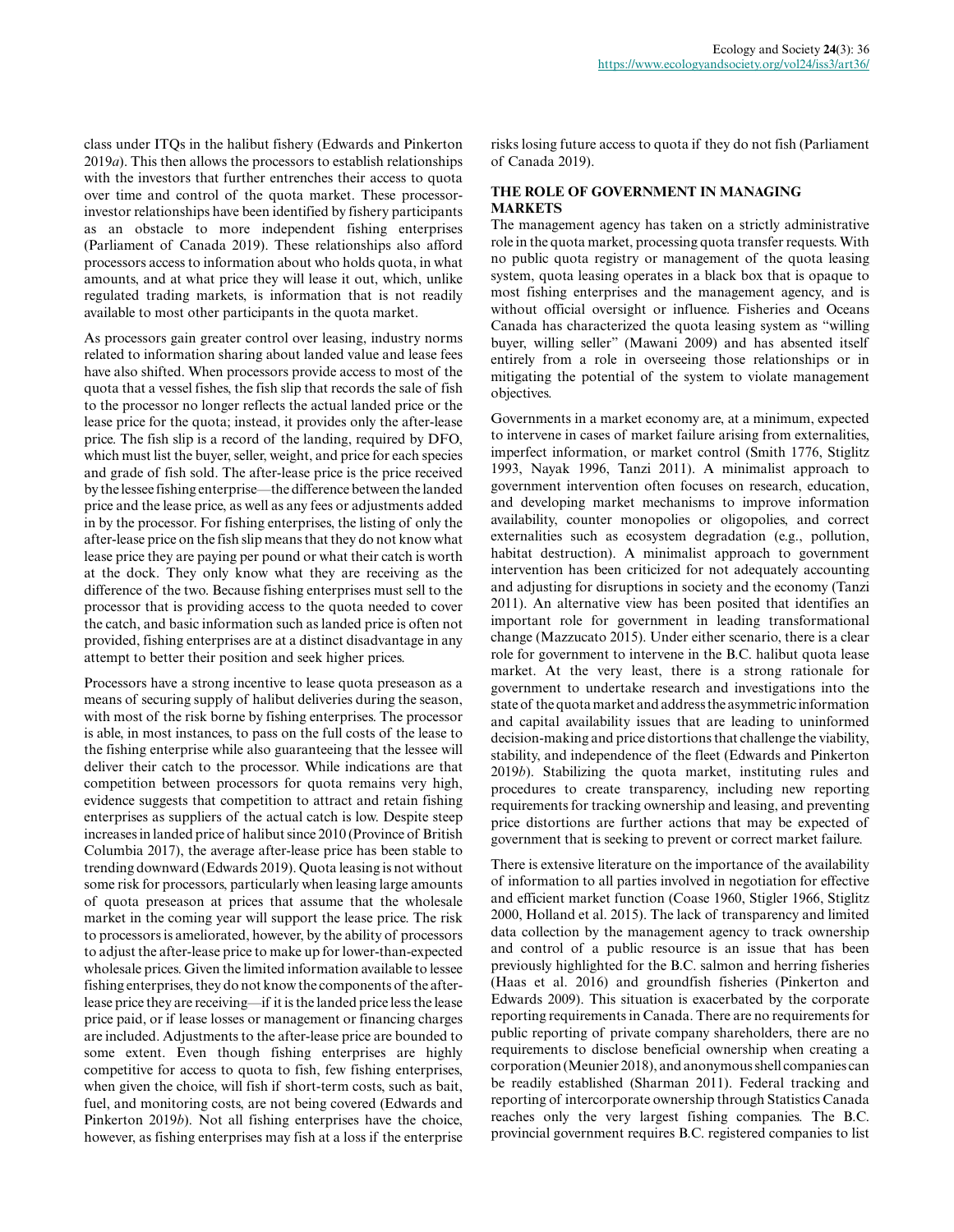class under ITQs in the halibut fishery (Edwards and Pinkerton 2019*a*). This then allows the processors to establish relationships with the investors that further entrenches their access to quota over time and control of the quota market. These processor-investor relationships have been identified by fishery participants as an obstacle to more independent fishing enterprises (Parliament of Canada 2019). These relationships also afford processors access to information about who holds quota, in what amounts, and at what price they will lease it out, which, unlike regulated trading markets, is information that is not readily available to most other participants in the quota market.

As processors gain greater control over leasing, industry norms related to information sharing about landed value and lease fees have also shifted. When processors provide access to most of the quota that a vessel fishes, the fish slip that records the sale of fish to the processor no longer reflects the actual landed price or the lease price for the quota; instead, it provides only the after-lease price. The fish slip is a record of the landing, required by DFO, which must list the buyer, seller, weight, and price for each species and grade of fish sold. The after-lease price is the price received by the lessee fishing enterprise—the difference between the landed price and the lease price, as well as any fees or adjustments added in by the processor. For fishing enterprises, the listing of only the after-lease price on the fish slip means that they do not know what lease price they are paying per pound or what their catch is worth at the dock. They only know what they are receiving as the difference of the two. Because fishing enterprises must sell to the processor that is providing access to the quota needed to cover the catch, and basic information such as landed price is often not provided, fishing enterprises are at a distinct disadvantage in any attempt to better their position and seek higher prices.

Processors have a strong incentive to lease quota preseason as a means of securing supply of halibut deliveries during the season, with most of the risk borne by fishing enterprises. The processor is able, in most instances, to pass on the full costs of the lease to the fishing enterprise while also guaranteeing that the lessee will deliver their catch to the processor. While indications are that competition between processors for quota remains very high, evidence suggests that competition to attract and retain fishing enterprises as suppliers of the actual catch is low. Despite steep increases in landed price of halibut since 2010 (Province of British Columbia 2017), the average after-lease price has been stable to trending downward (Edwards 2019). Quota leasing is not without some risk for processors, particularly when leasing large amounts of quota preseason at prices that assume that the wholesale market in the coming year will support the lease price. The risk to processors is ameliorated, however, by the ability of processors to adjust the after-lease price to make up for lower-than-expected wholesale prices. Given the limited information available to lessee fishing enterprises, they do not know the components of the after-lease price they are receiving—if it is the landed price less the lease price paid, or if lease losses or management or financing charges are included. Adjustments to the after-lease price are bounded to some extent. Even though fishing enterprises are highly competitive for access to quota to fish, few fishing enterprises, when given the choice, will fish if short-term costs, such as bait, fuel, and monitoring costs, are not being covered (Edwards and Pinkerton 2019*b*). Not all fishing enterprises have the choice, however, as fishing enterprises may fish at a loss if the enterprise risks losing future access to quota if they do not fish (Parliament of Canada 2019).

## THE ROLE OF GOVERNMENT IN MANAGING MARKETS

The management agency has taken on a strictly administrative role in the quota market, processing quota transfer requests. With no public quota registry or management of the quota leasing system, quota leasing operates in a black box that is opaque to most fishing enterprises and the management agency, and is without official oversight or influence. Fisheries and Oceans Canada has characterized the quota leasing system as "willing buyer, willing seller" (Mawani 2009) and has absented itself entirely from a role in overseeing those relationships or in mitigating the potential of the system to violate management objectives.

Governments in a market economy are, at a minimum, expected to intervene in cases of market failure arising from externalities, imperfect information, or market control (Smith 1776, Stiglitz 1993, Nayak 1996, Tanzi 2011). A minimalist approach to government intervention often focuses on research, education, and developing market mechanisms to improve information availability, counter monopolies or oligopolies, and correct externalities such as ecosystem degradation (e.g., pollution, habitat destruction). A minimalist approach to government intervention has been criticized for not adequately accounting and adjusting for disruptions in society and the economy (Tanzi 2011). An alternative view has been posited that identifies an important role for government in leading transformational change (Mazzucato 2015). Under either scenario, there is a clear role for government to intervene in the B.C. halibut quota lease market. At the very least, there is a strong rationale for government to undertake research and investigations into the state of the quota market and address the asymmetric information and capital availability issues that are leading to uninformed decision-making and price distortions that challenge the viability, stability, and independence of the fleet (Edwards and Pinkerton 2019*b*). Stabilizing the quota market, instituting rules and procedures to create transparency, including new reporting requirements for tracking ownership and leasing, and preventing price distortions are further actions that may be expected of government that is seeking to prevent or correct market failure.

There is extensive literature on the importance of the availability of information to all parties involved in negotiation for effective and efficient market function (Coase 1960, Stigler 1966, Stiglitz 2000, Holland et al. 2015). The lack of transparency and limited data collection by the management agency to track ownership and control of a public resource is an issue that has been previously highlighted for the B.C. salmon and herring fisheries (Haas et al. 2016) and groundfish fisheries (Pinkerton and Edwards 2009). This situation is exacerbated by the corporate reporting requirements in Canada. There are no requirements for public reporting of private company shareholders, there are no requirements to disclose beneficial ownership when creating a corporation (Meunier 2018), and anonymous shell companies can be readily established (Sharman 2011). Federal tracking and reporting of intercorporate ownership through Statistics Canada reaches only the very largest fishing companies. The B.C. provincial government requires B.C. registered companies to list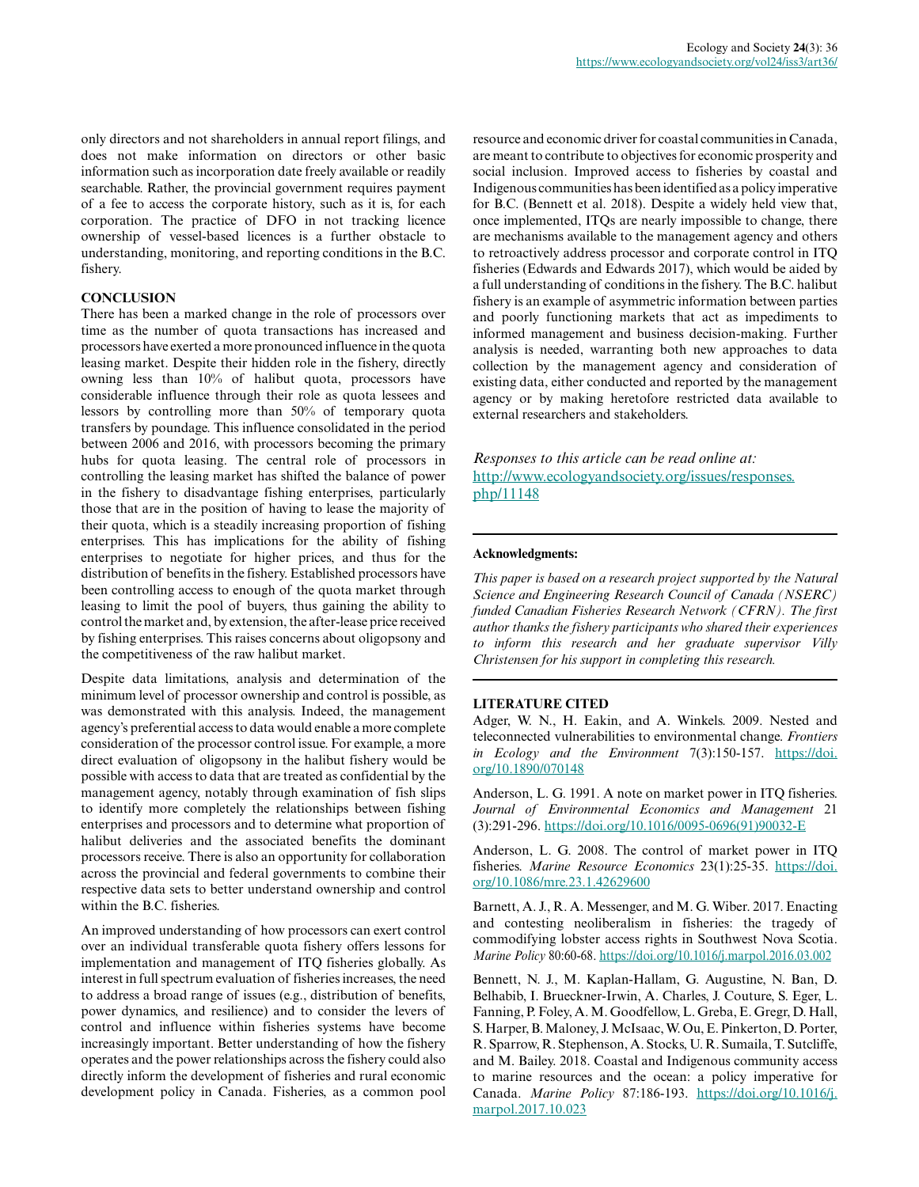only directors and not shareholders in annual report filings, and does not make information on directors or other basic information such as incorporation date freely available or readily searchable. Rather, the provincial government requires payment of a fee to access the corporate history, such as it is, for each corporation. The practice of DFO in not tracking licence ownership of vessel-based licences is a further obstacle to understanding, monitoring, and reporting conditions in the B.C. fishery.

## CONCLUSION

There has been a marked change in the role of processors over time as the number of quota transactions has increased and processors have exerted a more pronounced influence in the quota leasing market. Despite their hidden role in the fishery, directly owning less than 10% of halibut quota, processors have considerable influence through their role as quota lessees and lessors by controlling more than 50% of temporary quota transfers by poundage. This influence consolidated in the period between 2006 and 2016, with processors becoming the primary hubs for quota leasing. The central role of processors in controlling the leasing market has shifted the balance of power in the fishery to disadvantage fishing enterprises, particularly those that are in the position of having to lease the majority of their quota, which is a steadily increasing proportion of fishing enterprises. This has implications for the ability of fishing enterprises to negotiate for higher prices, and thus for the distribution of benefits in the fishery. Established processors have been controlling access to enough of the quota market through leasing to limit the pool of buyers, thus gaining the ability to control the market and, by extension, the after-lease price received by fishing enterprises. This raises concerns about oligopsony and the competitiveness of the raw halibut market.

Despite data limitations, analysis and determination of the minimum level of processor ownership and control is possible, as was demonstrated with this analysis. Indeed, the management agency's preferential access to data would enable a more complete consideration of the processor control issue. For example, a more direct evaluation of oligopsony in the halibut fishery would be possible with access to data that are treated as confidential by the management agency, notably through examination of fish slips to identify more completely the relationships between fishing enterprises and processors and to determine what proportion of halibut deliveries and the associated benefits the dominant processors receive. There is also an opportunity for collaboration across the provincial and federal governments to combine their respective data sets to better understand ownership and control within the B.C. fisheries.

An improved understanding of how processors can exert control over an individual transferable quota fishery offers lessons for implementation and management of ITQ fisheries globally. As interest in full spectrum evaluation of fisheries increases, the need to address a broad range of issues (e.g., distribution of benefits, power dynamics, and resilience) and to consider the levers of control and influence within fisheries systems have become increasingly important. Better understanding of how the fishery operates and the power relationships across the fishery could also directly inform the development of fisheries and rural economic development policy in Canada. Fisheries, as a common pool resource and economic driver for coastal communities in Canada, are meant to contribute to objectives for economic prosperity and social inclusion. Improved access to fisheries by coastal and Indigenous communities has been identified as a policy imperative for B.C. (Bennett et al. 2018). Despite a widely held view that, once implemented, ITQs are nearly impossible to change, there are mechanisms available to the management agency and others to retroactively address processor and corporate control in ITQ fisheries (Edwards and Edwards 2017), which would be aided by a full understanding of conditions in the fishery. The B.C. halibut fishery is an example of asymmetric information between parties and poorly functioning markets that act as impediments to informed management and business decision-making. Further analysis is needed, warranting both new approaches to data collection by the management agency and consideration of existing data, either conducted and reported by the management agency or by making heretofore restricted data available to external researchers and stakeholders.

*Responses to this article can be read online at:*
http://www.ecologyandsociety.org/issues/responses.php/11148

---

**Acknowledgments:**

*This paper is based on a research project supported by the Natural Science and Engineering Research Council of Canada (NSERC) funded Canadian Fisheries Research Network (CFRN). The first author thanks the fishery participants who shared their experiences to inform this research and her graduate supervisor Villy Christensen for his support in completing this research.*

---

## LITERATURE CITED

Adger, W. N., H. Eakin, and A. Winkels. 2009. Nested and teleconnected vulnerabilities to environmental change. *Frontiers in Ecology and the Environment* 7(3):150-157. https://doi.org/10.1890/070148

Anderson, L. G. 1991. A note on market power in ITQ fisheries. *Journal of Environmental Economics and Management* 21 (3):291-296. https://doi.org/10.1016/0095-0696(91)90032-E

Anderson, L. G. 2008. The control of market power in ITQ fisheries. *Marine Resource Economics* 23(1):25-35. https://doi.org/10.1086/mre.23.1.42629600

Barnett, A. J., R. A. Messenger, and M. G. Wiber. 2017. Enacting and contesting neoliberalism in fisheries: the tragedy of commodifying lobster access rights in Southwest Nova Scotia. *Marine Policy* 80:60-68. https://doi.org/10.1016/j.marpol.2016.03.002

Bennett, N. J., M. Kaplan-Hallam, G. Augustine, N. Ban, D. Belhabib, I. Brueckner-Irwin, A. Charles, J. Couture, S. Eger, L. Fanning, P. Foley, A. M. Goodfellow, L. Greba, E. Gregr, D. Hall, S. Harper, B. Maloney, J. McIsaac, W. Ou, E. Pinkerton, D. Porter, R. Sparrow, R. Stephenson, A. Stocks, U. R. Sumaila, T. Sutcliffe, and M. Bailey. 2018. Coastal and Indigenous community access to marine resources and the ocean: a policy imperative for Canada. *Marine Policy* 87:186-193. https://doi.org/10.1016/j.marpol.2017.10.023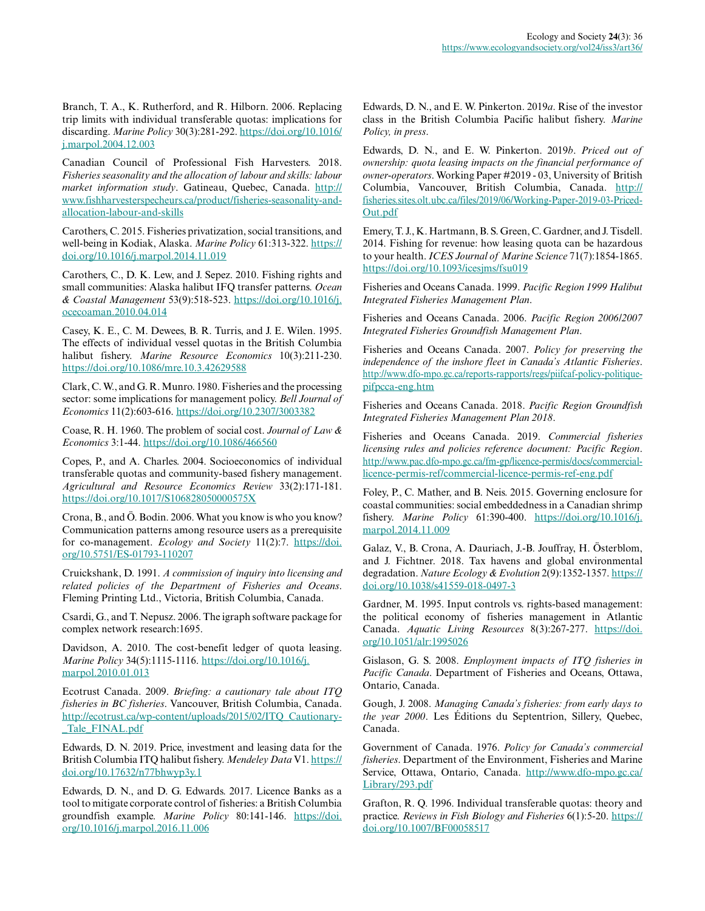Branch, T. A., K. Rutherford, and R. Hilborn. 2006. Replacing trip limits with individual transferable quotas: implications for discarding. *Marine Policy* 30(3):281-292. https://doi.org/10.1016/j.marpol.2004.12.003

Canadian Council of Professional Fish Harvesters. 2018. *Fisheries seasonality and the allocation of labour and skills: labour market information study*. Gatineau, Quebec, Canada. http://www.fishharvesterspecheurs.ca/product/fisheries-seasonality-and-allocation-labour-and-skills

Carothers, C. 2015. Fisheries privatization, social transitions, and well-being in Kodiak, Alaska. *Marine Policy* 61:313-322. https://doi.org/10.1016/j.marpol.2014.11.019

Carothers, C., D. K. Lew, and J. Sepez. 2010. Fishing rights and small communities: Alaska halibut IFQ transfer patterns. *Ocean & Coastal Management* 53(9):518-523. https://doi.org/10.1016/j.ocecoaman.2010.04.014

Casey, K. E., C. M. Dewees, B. R. Turris, and J. E. Wilen. 1995. The effects of individual vessel quotas in the British Columbia halibut fishery. *Marine Resource Economics* 10(3):211-230. https://doi.org/10.1086/mre.10.3.42629588

Clark, C. W., and G. R. Munro. 1980. Fisheries and the processing sector: some implications for management policy. *Bell Journal of Economics* 11(2):603-616. https://doi.org/10.2307/3003382

Coase, R. H. 1960. The problem of social cost. *Journal of Law & Economics* 3:1-44. https://doi.org/10.1086/466560

Copes, P., and A. Charles. 2004. Socioeconomics of individual transferable quotas and community-based fishery management. *Agricultural and Resource Economics Review* 33(2):171-181. https://doi.org/10.1017/S106828050000575X

Crona, B., and Ö. Bodin. 2006. What you know is who you know? Communication patterns among resource users as a prerequisite for co-management. *Ecology and Society* 11(2):7. https://doi.org/10.5751/ES-01793-110207

Cruickshank, D. 1991. *A commission of inquiry into licensing and related policies of the Department of Fisheries and Oceans*. Fleming Printing Ltd., Victoria, British Columbia, Canada.

Csardi, G., and T. Nepusz. 2006. The igraph software package for complex network research:1695.

Davidson, A. 2010. The cost-benefit ledger of quota leasing. *Marine Policy* 34(5):1115-1116. https://doi.org/10.1016/j.marpol.2010.01.013

Ecotrust Canada. 2009. *Briefing: a cautionary tale about ITQ fisheries in BC fisheries*. Vancouver, British Columbia, Canada. http://ecotrust.ca/wp-content/uploads/2015/02/ITQ_Cautionary-_Tale_FINAL.pdf

Edwards, D. N. 2019. Price, investment and leasing data for the British Columbia ITQ halibut fishery. *Mendeley Data* V1. https://doi.org/10.17632/n77bhwyp3y.1

Edwards, D. N., and D. G. Edwards. 2017. Licence Banks as a tool to mitigate corporate control of fisheries: a British Columbia groundfish example. *Marine Policy* 80:141-146. https://doi.org/10.1016/j.marpol.2016.11.006

Edwards, D. N., and E. W. Pinkerton. 2019*a*. Rise of the investor class in the British Columbia Pacific halibut fishery. *Marine Policy, in press*.

Edwards, D. N., and E. W. Pinkerton. 2019*b*. *Priced out of ownership: quota leasing impacts on the financial performance of owner-operators*. Working Paper #2019 - 03, University of British Columbia, Vancouver, British Columbia, Canada. http://fisheries.sites.olt.ubc.ca/files/2019/06/Working-Paper-2019-03-Priced-Out.pdf

Emery, T. J., K. Hartmann, B. S. Green, C. Gardner, and J. Tisdell. 2014. Fishing for revenue: how leasing quota can be hazardous to your health. *ICES Journal of Marine Science* 71(7):1854-1865. https://doi.org/10.1093/icesjms/fsu019

Fisheries and Oceans Canada. 1999. *Pacific Region 1999 Halibut Integrated Fisheries Management Plan*.

Fisheries and Oceans Canada. 2006. *Pacific Region 2006/2007 Integrated Fisheries Groundfish Management Plan*.

Fisheries and Oceans Canada. 2007. *Policy for preserving the independence of the inshore fleet in Canada's Atlantic Fisheries*. http://www.dfo-mpo.gc.ca/reports-rapports/regs/piifcaf-policy-politique-pifpcca-eng.htm

Fisheries and Oceans Canada. 2018. *Pacific Region Groundfish Integrated Fisheries Management Plan 2018*.

Fisheries and Oceans Canada. 2019. *Commercial fisheries licensing rules and policies reference document: Pacific Region*. http://www.pac.dfo-mpo.gc.ca/fm-gp/licence-permis/docs/commercial-licence-permis-ref/commercial-licence-permis-ref-eng.pdf

Foley, P., C. Mather, and B. Neis. 2015. Governing enclosure for coastal communities: social embeddedness in a Canadian shrimp fishery. *Marine Policy* 61:390-400. https://doi.org/10.1016/j.marpol.2014.11.009

Galaz, V., B. Crona, A. Dauriach, J.-B. Jouffray, H. Österblom, and J. Fichtner. 2018. Tax havens and global environmental degradation. *Nature Ecology & Evolution* 2(9):1352-1357. https://doi.org/10.1038/s41559-018-0497-3

Gardner, M. 1995. Input controls vs. rights-based management: the political economy of fisheries management in Atlantic Canada. *Aquatic Living Resources* 8(3):267-277. https://doi.org/10.1051/alr:1995026

Gislason, G. S. 2008. *Employment impacts of ITQ fisheries in Pacific Canada*. Department of Fisheries and Oceans, Ottawa, Ontario, Canada.

Gough, J. 2008. *Managing Canada's fisheries: from early days to the year 2000*. Les Éditions du Septentrion, Sillery, Quebec, Canada.

Government of Canada. 1976. *Policy for Canada's commercial fisheries*. Department of the Environment, Fisheries and Marine Service, Ottawa, Ontario, Canada. http://www.dfo-mpo.gc.ca/Library/293.pdf

Grafton, R. Q. 1996. Individual transferable quotas: theory and practice. *Reviews in Fish Biology and Fisheries* 6(1):5-20. https://doi.org/10.1007/BF00058517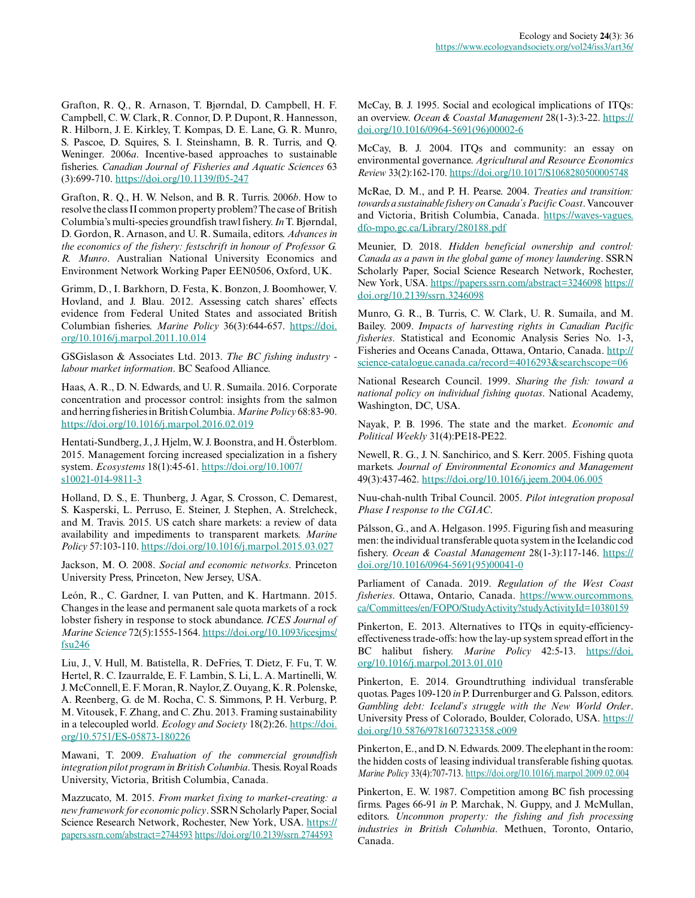Grafton, R. Q., R. Arnason, T. Bjørndal, D. Campbell, H. F. Campbell, C. W. Clark, R. Connor, D. P. Dupont, R. Hannesson, R. Hilborn, J. E. Kirkley, T. Kompas, D. E. Lane, G. R. Munro, S. Pascoe, D. Squires, S. I. Steinshamn, B. R. Turris, and Q. Weninger. 2006*a*. Incentive-based approaches to sustainable fisheries. *Canadian Journal of Fisheries and Aquatic Sciences* 63 (3):699-710. https://doi.org/10.1139/f05-247

Grafton, R. Q., H. W. Nelson, and B. R. Turris. 2006*b*. How to resolve the class II common property problem? The case of British Columbia's multi-species groundfish trawl fishery. *In* T. Bjørndal, D. Gordon, R. Arnason, and U. R. Sumaila, editors. *Advances in the economics of the fishery: festschrift in honour of Professor G. R. Munro*. Australian National University Economics and Environment Network Working Paper EEN0506, Oxford, UK.

Grimm, D., I. Barkhorn, D. Festa, K. Bonzon, J. Boomhower, V. Hovland, and J. Blau. 2012. Assessing catch shares' effects evidence from Federal United States and associated British Columbian fisheries. *Marine Policy* 36(3):644-657. https://doi.org/10.1016/j.marpol.2011.10.014

GSGislason & Associates Ltd. 2013. *The BC fishing industry - labour market information*. BC Seafood Alliance.

Haas, A. R., D. N. Edwards, and U. R. Sumaila. 2016. Corporate concentration and processor control: insights from the salmon and herring fisheries in British Columbia. *Marine Policy* 68:83-90. https://doi.org/10.1016/j.marpol.2016.02.019

Hentati-Sundberg, J., J. Hjelm, W. J. Boonstra, and H. Österblom. 2015. Management forcing increased specialization in a fishery system. *Ecosystems* 18(1):45-61. https://doi.org/10.1007/s10021-014-9811-3

Holland, D. S., E. Thunberg, J. Agar, S. Crosson, C. Demarest, S. Kasperski, L. Perruso, E. Steiner, J. Stephen, A. Strelcheck, and M. Travis. 2015. US catch share markets: a review of data availability and impediments to transparent markets. *Marine Policy* 57:103-110. https://doi.org/10.1016/j.marpol.2015.03.027

Jackson, M. O. 2008. *Social and economic networks*. Princeton University Press, Princeton, New Jersey, USA.

León, R., C. Gardner, I. van Putten, and K. Hartmann. 2015. Changes in the lease and permanent sale quota markets of a rock lobster fishery in response to stock abundance. *ICES Journal of Marine Science* 72(5):1555-1564. https://doi.org/10.1093/icesjms/fsu246

Liu, J., V. Hull, M. Batistella, R. DeFries, T. Dietz, F. Fu, T. W. Hertel, R. C. Izaurralde, E. F. Lambin, S. Li, L. A. Martinelli, W. J. McConnell, E. F. Moran, R. Naylor, Z. Ouyang, K. R. Polenske, A. Reenberg, G. de M. Rocha, C. S. Simmons, P. H. Verburg, P. M. Vitousek, F. Zhang, and C. Zhu. 2013. Framing sustainability in a telecoupled world. *Ecology and Society* 18(2):26. https://doi.org/10.5751/ES-05873-180226

Mawani, T. 2009. *Evaluation of the commercial groundfish integration pilot program in British Columbia*. Thesis. Royal Roads University, Victoria, British Columbia, Canada.

Mazzucato, M. 2015. *From market fixing to market-creating: a new framework for economic policy*. SSRN Scholarly Paper, Social Science Research Network, Rochester, New York, USA. https://papers.ssrn.com/abstract=2744593 https://doi.org/10.2139/ssrn.2744593

McCay, B. J. 1995. Social and ecological implications of ITQs: an overview. *Ocean & Coastal Management* 28(1-3):3-22. https://doi.org/10.1016/0964-5691(96)00002-6

McCay, B. J. 2004. ITQs and community: an essay on environmental governance. *Agricultural and Resource Economics Review* 33(2):162-170. https://doi.org/10.1017/S1068280500005748

McRae, D. M., and P. H. Pearse. 2004. *Treaties and transition: towards a sustainable fishery on Canada's Pacific Coast*. Vancouver and Victoria, British Columbia, Canada. https://waves-vagues.dfo-mpo.gc.ca/Library/280188.pdf

Meunier, D. 2018. *Hidden beneficial ownership and control: Canada as a pawn in the global game of money laundering*. SSRN Scholarly Paper, Social Science Research Network, Rochester, New York, USA. https://papers.ssrn.com/abstract=3246098 https://doi.org/10.2139/ssrn.3246098

Munro, G. R., B. Turris, C. W. Clark, U. R. Sumaila, and M. Bailey. 2009. *Impacts of harvesting rights in Canadian Pacific fisheries*. Statistical and Economic Analysis Series No. 1-3, Fisheries and Oceans Canada, Ottawa, Ontario, Canada. http://science-catalogue.canada.ca/record=4016293&searchscope=06

National Research Council. 1999. *Sharing the fish: toward a national policy on individual fishing quotas*. National Academy, Washington, DC, USA.

Nayak, P. B. 1996. The state and the market. *Economic and Political Weekly* 31(4):PE18-PE22.

Newell, R. G., J. N. Sanchirico, and S. Kerr. 2005. Fishing quota markets. *Journal of Environmental Economics and Management* 49(3):437-462. https://doi.org/10.1016/j.jeem.2004.06.005

Nuu-chah-nulth Tribal Council. 2005. *Pilot integration proposal Phase I response to the CGIAC*.

Pálsson, G., and A. Helgason. 1995. Figuring fish and measuring men: the individual transferable quota system in the Icelandic cod fishery. *Ocean & Coastal Management* 28(1-3):117-146. https://doi.org/10.1016/0964-5691(95)00041-0

Parliament of Canada. 2019. *Regulation of the West Coast fisheries*. Ottawa, Ontario, Canada. https://www.ourcommons.ca/Committees/en/FOPO/StudyActivity?studyActivityId=10380159

Pinkerton, E. 2013. Alternatives to ITQs in equity-efficiency-effectiveness trade-offs: how the lay-up system spread effort in the BC halibut fishery. *Marine Policy* 42:5-13. https://doi.org/10.1016/j.marpol.2013.01.010

Pinkerton, E. 2014. Groundtruthing individual transferable quotas. Pages 109-120 *in* P. Durrenburger and G. Palsson, editors. *Gambling debt: Iceland's struggle with the New World Order*. University Press of Colorado, Boulder, Colorado, USA. https://doi.org/10.5876/9781607323358.c009

Pinkerton, E., and D. N. Edwards. 2009. The elephant in the room: the hidden costs of leasing individual transferable fishing quotas. *Marine Policy* 33(4):707-713. https://doi.org/10.1016/j.marpol.2009.02.004

Pinkerton, E. W. 1987. Competition among BC fish processing firms. Pages 66-91 *in* P. Marchak, N. Guppy, and J. McMullan, editors. *Uncommon property: the fishing and fish processing industries in British Columbia*. Methuen, Toronto, Ontario, Canada.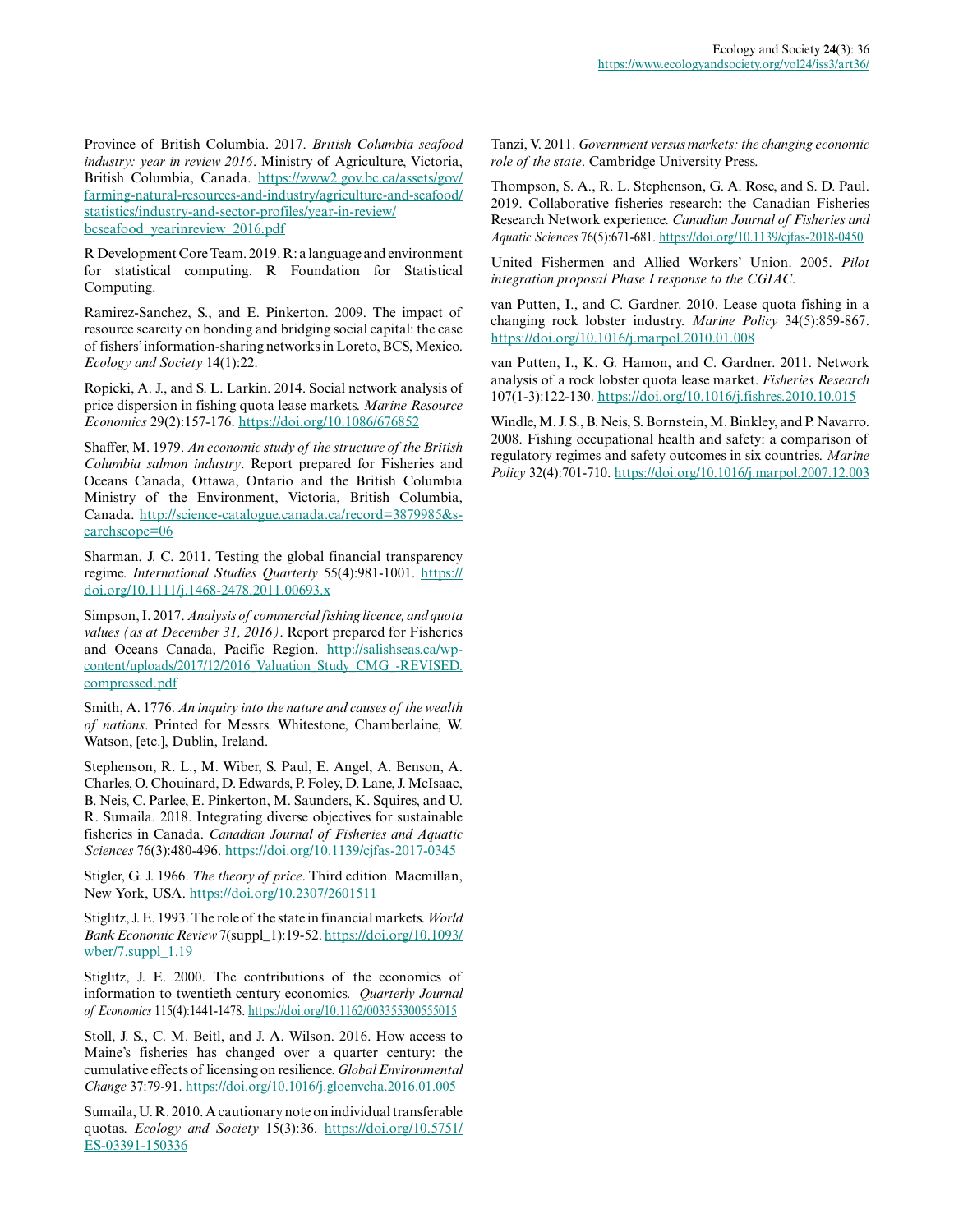Province of British Columbia. 2017. *British Columbia seafood industry: year in review 2016*. Ministry of Agriculture, Victoria, British Columbia, Canada. https://www2.gov.bc.ca/assets/gov/farming-natural-resources-and-industry/agriculture-and-seafood/statistics/industry-and-sector-profiles/year-in-review/bcseafood_yearinreview_2016.pdf

R Development Core Team. 2019. R: a language and environment for statistical computing. R Foundation for Statistical Computing.

Ramirez-Sanchez, S., and E. Pinkerton. 2009. The impact of resource scarcity on bonding and bridging social capital: the case of fishers' information-sharing networks in Loreto, BCS, Mexico. *Ecology and Society* 14(1):22.

Ropicki, A. J., and S. L. Larkin. 2014. Social network analysis of price dispersion in fishing quota lease markets. *Marine Resource Economics* 29(2):157-176. https://doi.org/10.1086/676852

Shaffer, M. 1979. *An economic study of the structure of the British Columbia salmon industry*. Report prepared for Fisheries and Oceans Canada, Ottawa, Ontario and the British Columbia Ministry of the Environment, Victoria, British Columbia, Canada. http://science-catalogue.canada.ca/record=3879985&searchscope=06

Sharman, J. C. 2011. Testing the global financial transparency regime. *International Studies Quarterly* 55(4):981-1001. https://doi.org/10.1111/j.1468-2478.2011.00693.x

Simpson, I. 2017. *Analysis of commercial fishing licence, and quota values (as at December 31, 2016)*. Report prepared for Fisheries and Oceans Canada, Pacific Region. http://salishseas.ca/wp-content/uploads/2017/12/2016_Valuation_Study_CMG_-REVISED.compressed.pdf

Smith, A. 1776. *An inquiry into the nature and causes of the wealth of nations*. Printed for Messrs. Whitestone, Chamberlaine, W. Watson, [etc.], Dublin, Ireland.

Stephenson, R. L., M. Wiber, S. Paul, E. Angel, A. Benson, A. Charles, O. Chouinard, D. Edwards, P. Foley, D. Lane, J. McIsaac, B. Neis, C. Parlee, E. Pinkerton, M. Saunders, K. Squires, and U. R. Sumaila. 2018. Integrating diverse objectives for sustainable fisheries in Canada. *Canadian Journal of Fisheries and Aquatic Sciences* 76(3):480-496. https://doi.org/10.1139/cjfas-2017-0345

Stigler, G. J. 1966. *The theory of price*. Third edition. Macmillan, New York, USA. https://doi.org/10.2307/2601511

Stiglitz, J. E. 1993. The role of the state in financial markets. *World Bank Economic Review* 7(suppl_1):19-52. https://doi.org/10.1093/wber/7.suppl_1.19

Stiglitz, J. E. 2000. The contributions of the economics of information to twentieth century economics. *Quarterly Journal of Economics* 115(4):1441-1478. https://doi.org/10.1162/003355300555015

Stoll, J. S., C. M. Beitl, and J. A. Wilson. 2016. How access to Maine's fisheries has changed over a quarter century: the cumulative effects of licensing on resilience. *Global Environmental Change* 37:79-91. https://doi.org/10.1016/j.gloenvcha.2016.01.005

Sumaila, U. R. 2010. A cautionary note on individual transferable quotas. *Ecology and Society* 15(3):36. https://doi.org/10.5751/ES-03391-150336

Tanzi, V. 2011. *Government versus markets: the changing economic role of the state*. Cambridge University Press.

Thompson, S. A., R. L. Stephenson, G. A. Rose, and S. D. Paul. 2019. Collaborative fisheries research: the Canadian Fisheries Research Network experience. *Canadian Journal of Fisheries and Aquatic Sciences* 76(5):671-681. https://doi.org/10.1139/cjfas-2018-0450

United Fishermen and Allied Workers' Union. 2005. *Pilot integration proposal Phase I response to the CGIAC*.

van Putten, I., and C. Gardner. 2010. Lease quota fishing in a changing rock lobster industry. *Marine Policy* 34(5):859-867. https://doi.org/10.1016/j.marpol.2010.01.008

van Putten, I., K. G. Hamon, and C. Gardner. 2011. Network analysis of a rock lobster quota lease market. *Fisheries Research* 107(1-3):122-130. https://doi.org/10.1016/j.fishres.2010.10.015

Windle, M. J. S., B. Neis, S. Bornstein, M. Binkley, and P. Navarro. 2008. Fishing occupational health and safety: a comparison of regulatory regimes and safety outcomes in six countries. *Marine Policy* 32(4):701-710. https://doi.org/10.1016/j.marpol.2007.12.003